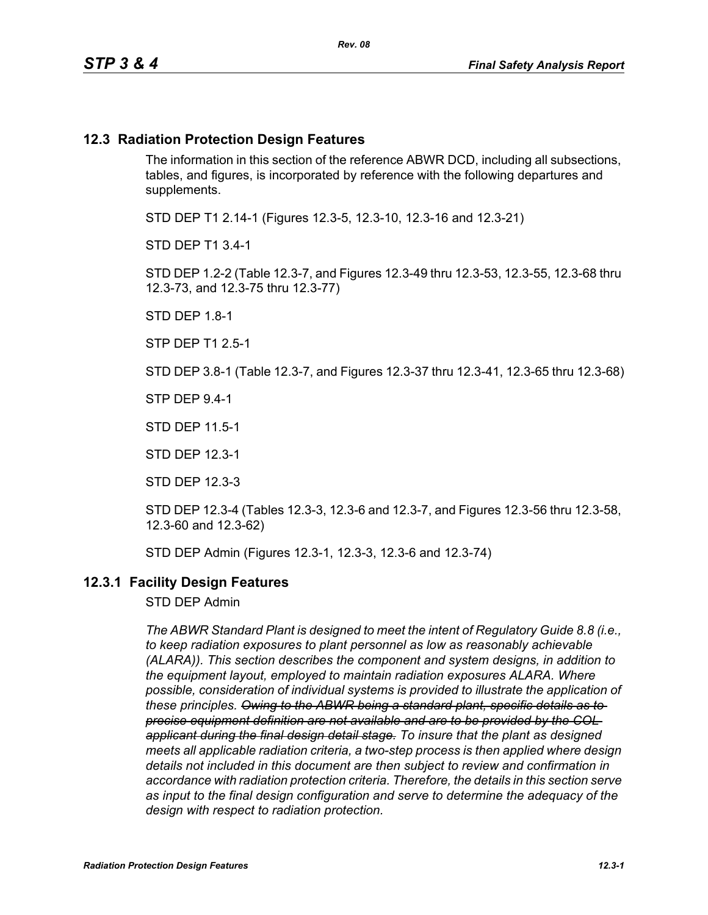## 12.3 Radiation Protection Design Features

The information in this section of the reference ABWR DCD, including all subsections, tables, and figures, is incorporated by reference with the following departures and supplements.

STD DEP T1 2.14-1 (Figures 12.3-5, 12.3-10, 12.3-16 and 12.3-21)

STD DEP T1 3.4-1

STD DEP 1.2-2 (Table 12.3-7, and Figures 12.3-49 thru 12.3-53, 12.3-55, 12.3-68 thru 12.3-73, and 12.3-75 thru 12.3-77)

STD DEP 1.8-1

STP DEP T1 2.5-1

STD DEP 3.8-1 (Table 12.3-7, and Figures 12.3-37 thru 12.3-41, 12.3-65 thru 12.3-68)

STP DEP 9.4-1

STD DEP 11.5-1

STD DEP 12.3-1

STD DEP 12.3-3

STD DEP 12.3-4 (Tables 12.3-3, 12.3-6 and 12.3-7, and Figures 12.3-56 thru 12.3-58, 12.3-60 and 12.3-62)

STD DEP Admin (Figures 12.3-1, 12.3-3, 12.3-6 and 12.3-74)

### 12.3.1 Facility Design Features

STD DEP Admin

*The ABWR Standard Plant is designed to meet the intent of Regulatory Guide 8.8 (i.e., to keep radiation exposures to plant personnel as low as reasonably achievable (ALARA)). This section describes the component and system designs, in addition to the equipment layout, employed to maintain radiation exposures ALARA. Where possible, consideration of individual systems is provided to illustrate the application of these principles.* ~~*Owing to the ABWR being a standard plant, specific details as to precise equipment definition are not available and are to be provided by the COL applicant during the final design detail stage.*~~ *To insure that the plant as designed meets all applicable radiation criteria, a two-step process is then applied where design details not included in this document are then subject to review and confirmation in accordance with radiation protection criteria. Therefore, the details in this section serve as input to the final design configuration and serve to determine the adequacy of the design with respect to radiation protection.*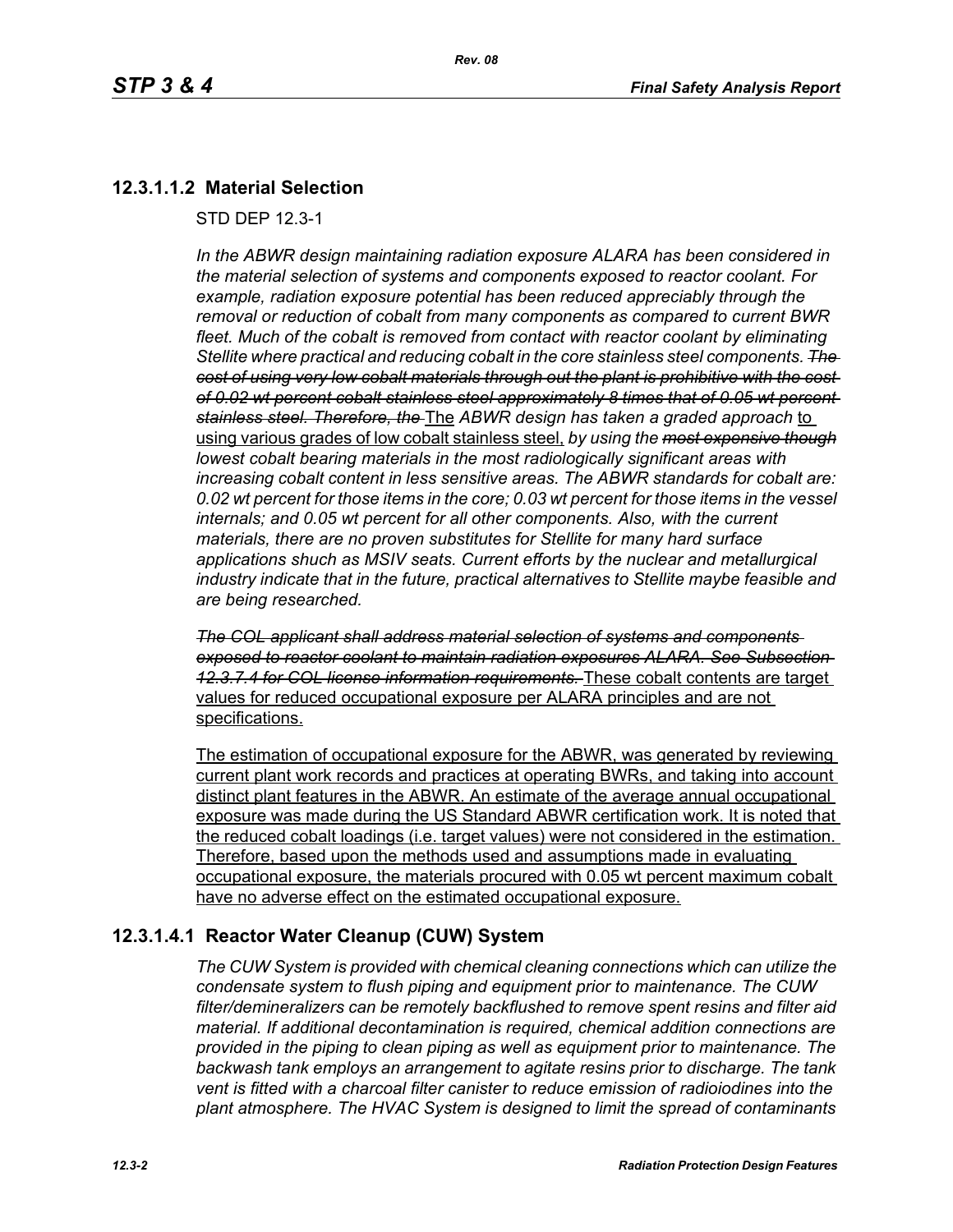### 12.3.1.1.2 Material Selection

STD DEP 12.3-1

*In the ABWR design maintaining radiation exposure ALARA has been considered in the material selection of systems and components exposed to reactor coolant. For example, radiation exposure potential has been reduced appreciably through the removal or reduction of cobalt from many components as compared to current BWR fleet. Much of the cobalt is removed from contact with reactor coolant by eliminating Stellite where practical and reducing cobalt in the core stainless steel components.* ~~*The cost of using very low cobalt materials through out the plant is prohibitive with the cost of 0.02 wt percent cobalt stainless steel approximately 8 times that of 0.05 wt percent stainless steel. Therefore, the*~~ The *ABWR design has taken a graded approach* to using various grades of low cobalt stainless steel, *by using the* ~~*most expensive though*~~ *lowest cobalt bearing materials in the most radiologically significant areas with increasing cobalt content in less sensitive areas. The ABWR standards for cobalt are: 0.02 wt percent for those items in the core; 0.03 wt percent for those items in the vessel internals; and 0.05 wt percent for all other components. Also, with the current materials, there are no proven substitutes for Stellite for many hard surface applications shuch as MSIV seats. Current efforts by the nuclear and metallurgical industry indicate that in the future, practical alternatives to Stellite maybe feasible and are being researched.*

~~*The COL applicant shall address material selection of systems and components exposed to reactor coolant to maintain radiation exposures ALARA. See Subsection 12.3.7.4 for COL license information requirements.*~~ These cobalt contents are target values for reduced occupational exposure per ALARA principles and are not specifications.

The estimation of occupational exposure for the ABWR, was generated by reviewing current plant work records and practices at operating BWRs, and taking into account distinct plant features in the ABWR. An estimate of the average annual occupational exposure was made during the US Standard ABWR certification work. It is noted that the reduced cobalt loadings (i.e. target values) were not considered in the estimation. Therefore, based upon the methods used and assumptions made in evaluating occupational exposure, the materials procured with 0.05 wt percent maximum cobalt have no adverse effect on the estimated occupational exposure.

### 12.3.1.4.1 Reactor Water Cleanup (CUW) System

*The CUW System is provided with chemical cleaning connections which can utilize the condensate system to flush piping and equipment prior to maintenance. The CUW filter/demineralizers can be remotely backflushed to remove spent resins and filter aid material. If additional decontamination is required, chemical addition connections are provided in the piping to clean piping as well as equipment prior to maintenance. The backwash tank employs an arrangement to agitate resins prior to discharge. The tank vent is fitted with a charcoal filter canister to reduce emission of radioiodines into the plant atmosphere. The HVAC System is designed to limit the spread of contaminants*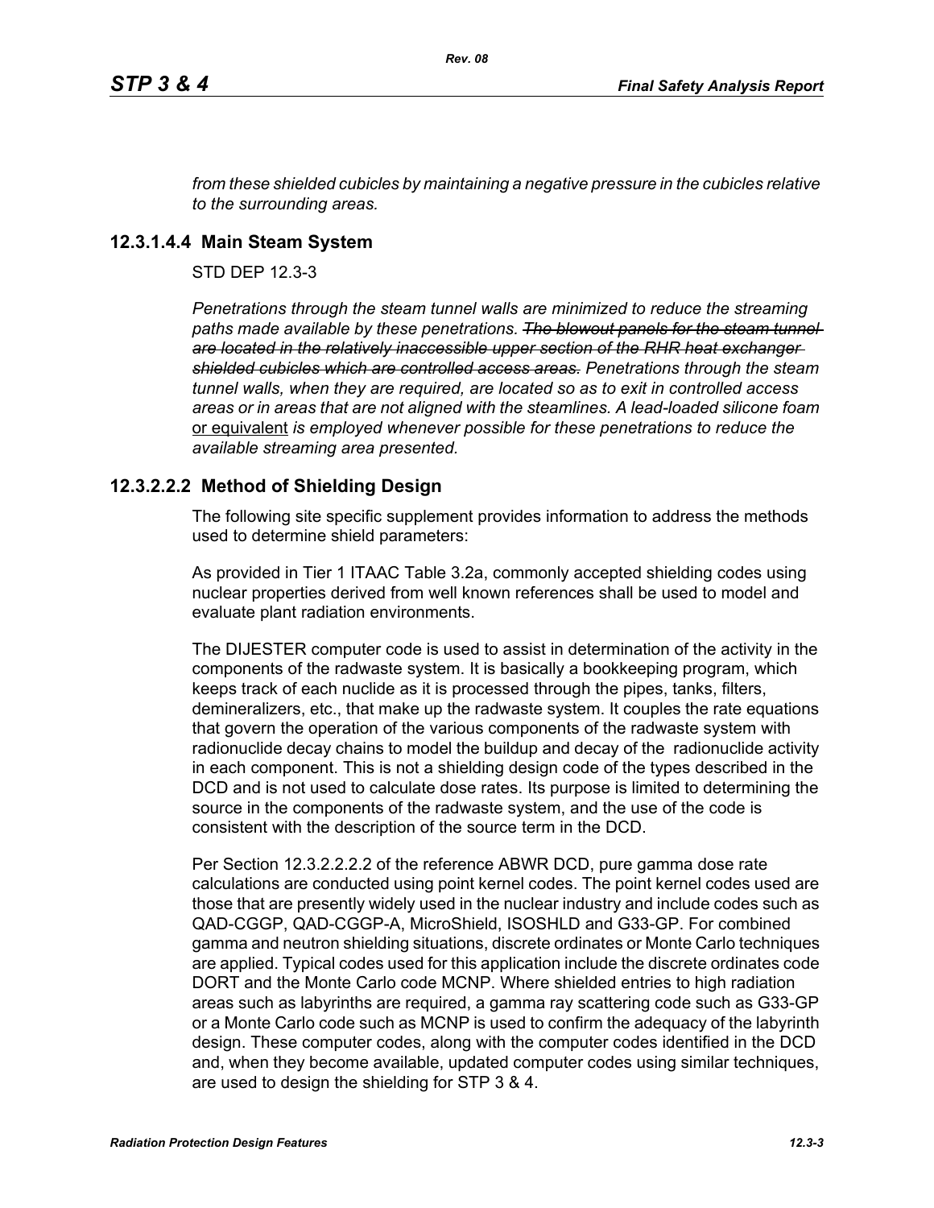*from these shielded cubicles by maintaining a negative pressure in the cubicles relative to the surrounding areas.*

### 12.3.1.4.4 Main Steam System

STD DEP 12.3-3

*Penetrations through the steam tunnel walls are minimized to reduce the streaming paths made available by these penetrations.* ~~*The blowout panels for the steam tunnel are located in the relatively inaccessible upper section of the RHR heat exchanger shielded cubicles which are controlled access areas.*~~ *Penetrations through the steam tunnel walls, when they are required, are located so as to exit in controlled access areas or in areas that are not aligned with the steamlines. A lead-loaded silicone foam* <u>or equivalent</u> *is employed whenever possible for these penetrations to reduce the available streaming area presented.*

### 12.3.2.2.2 Method of Shielding Design

The following site specific supplement provides information to address the methods used to determine shield parameters:

As provided in Tier 1 ITAAC Table 3.2a, commonly accepted shielding codes using nuclear properties derived from well known references shall be used to model and evaluate plant radiation environments.

The DIJESTER computer code is used to assist in determination of the activity in the components of the radwaste system. It is basically a bookkeeping program, which keeps track of each nuclide as it is processed through the pipes, tanks, filters, demineralizers, etc., that make up the radwaste system. It couples the rate equations that govern the operation of the various components of the radwaste system with radionuclide decay chains to model the buildup and decay of the radionuclide activity in each component. This is not a shielding design code of the types described in the DCD and is not used to calculate dose rates. Its purpose is limited to determining the source in the components of the radwaste system, and the use of the code is consistent with the description of the source term in the DCD.

Per Section 12.3.2.2.2.2 of the reference ABWR DCD, pure gamma dose rate calculations are conducted using point kernel codes. The point kernel codes used are those that are presently widely used in the nuclear industry and include codes such as QAD-CGGP, QAD-CGGP-A, MicroShield, ISOSHLD and G33-GP. For combined gamma and neutron shielding situations, discrete ordinates or Monte Carlo techniques are applied. Typical codes used for this application include the discrete ordinates code DORT and the Monte Carlo code MCNP. Where shielded entries to high radiation areas such as labyrinths are required, a gamma ray scattering code such as G33-GP or a Monte Carlo code such as MCNP is used to confirm the adequacy of the labyrinth design. These computer codes, along with the computer codes identified in the DCD and, when they become available, updated computer codes using similar techniques, are used to design the shielding for STP 3 & 4.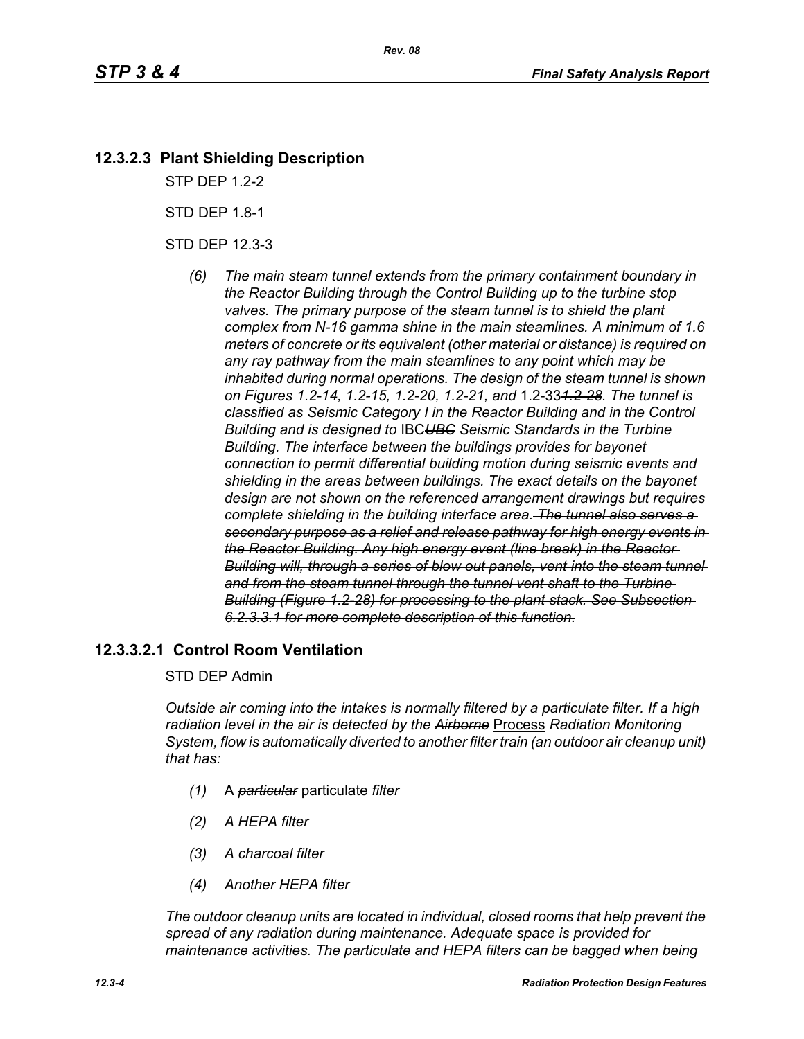## 12.3.2.3 Plant Shielding Description

STP DEP 1.2-2

STD DEP 1.8-1

STD DEP 12.3-3

*(6) The main steam tunnel extends from the primary containment boundary in the Reactor Building through the Control Building up to the turbine stop valves. The primary purpose of the steam tunnel is to shield the plant complex from N-16 gamma shine in the main steamlines. A minimum of 1.6 meters of concrete or its equivalent (other material or distance) is required on any ray pathway from the main steamlines to any point which may be inhabited during normal operations. The design of the steam tunnel is shown on Figures 1.2-14, 1.2-15, 1.2-20, 1.2-21, and* 1.2-33~~*1.2-28*~~*. The tunnel is classified as Seismic Category I in the Reactor Building and in the Control Building and is designed to* IBC~~*UBC*~~ *Seismic Standards in the Turbine Building. The interface between the buildings provides for bayonet connection to permit differential building motion during seismic events and shielding in the areas between buildings. The exact details on the bayonet design are not shown on the referenced arrangement drawings but requires complete shielding in the building interface area.*~~*The tunnel also serves a secondary purpose as a relief and release pathway for high energy events in the Reactor Building. Any high energy event (line break) in the Reactor Building will, through a series of blow out panels, vent into the steam tunnel and from the steam tunnel through the tunnel vent shaft to the Turbine Building (Figure 1.2-28) for processing to the plant stack. See Subsection 6.2.3.3.1 for more complete description of this function.*~~

## 12.3.3.2.1 Control Room Ventilation

STD DEP Admin

*Outside air coming into the intakes is normally filtered by a particulate filter. If a high radiation level in the air is detected by the* ~~*Airborne*~~ Process *Radiation Monitoring System, flow is automatically diverted to another filter train (an outdoor air cleanup unit) that has:*

*(1)* A ~~*particular*~~ particulate *filter*

*(2) A HEPA filter*

*(3) A charcoal filter*

*(4) Another HEPA filter*

*The outdoor cleanup units are located in individual, closed rooms that help prevent the spread of any radiation during maintenance. Adequate space is provided for maintenance activities. The particulate and HEPA filters can be bagged when being*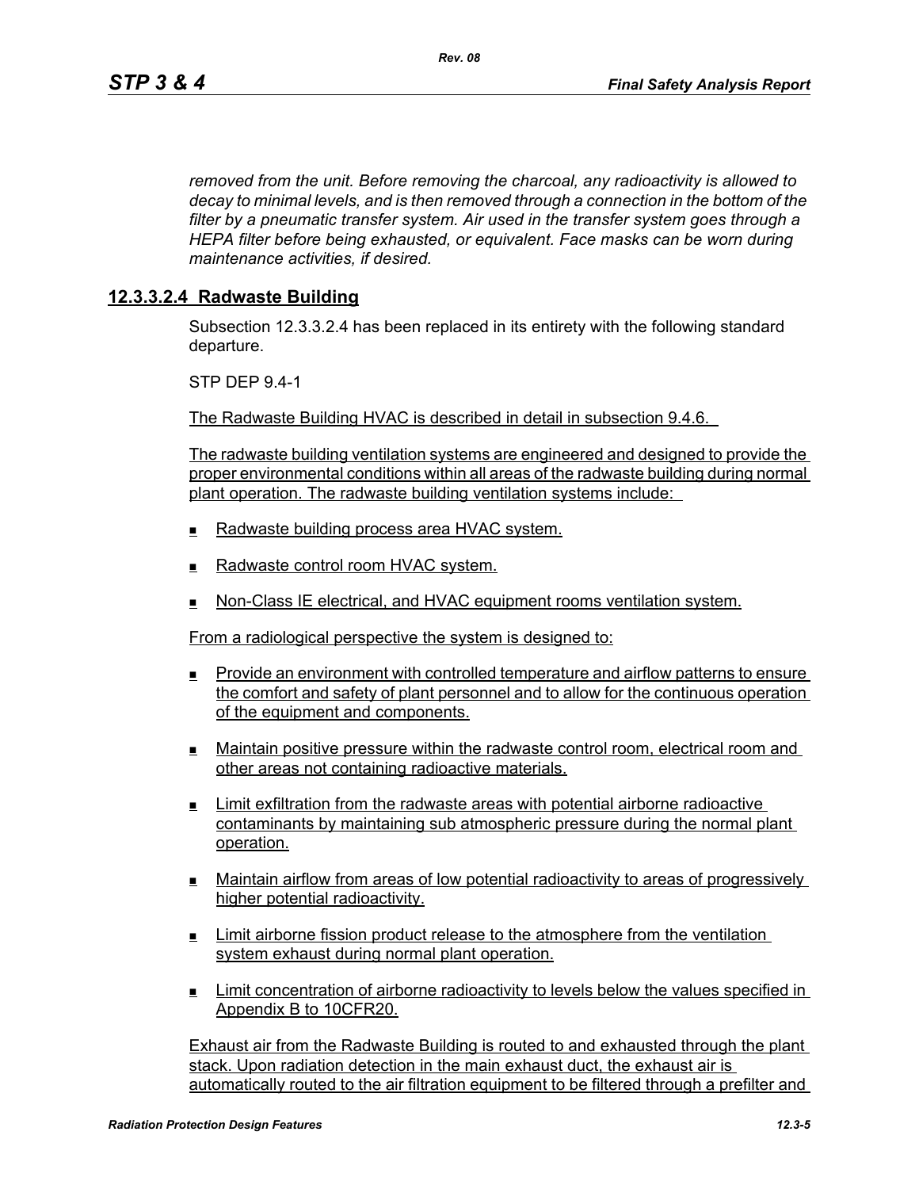*removed from the unit. Before removing the charcoal, any radioactivity is allowed to decay to minimal levels, and is then removed through a connection in the bottom of the filter by a pneumatic transfer system. Air used in the transfer system goes through a HEPA filter before being exhausted, or equivalent. Face masks can be worn during maintenance activities, if desired.*

### 12.3.3.2.4 Radwaste Building

Subsection 12.3.3.2.4 has been replaced in its entirety with the following standard departure.

STP DEP 9.4-1

The Radwaste Building HVAC is described in detail in subsection 9.4.6.

The radwaste building ventilation systems are engineered and designed to provide the proper environmental conditions within all areas of the radwaste building during normal plant operation. The radwaste building ventilation systems include:

- Radwaste building process area HVAC system.
- Radwaste control room HVAC system.
- Non-Class IE electrical, and HVAC equipment rooms ventilation system.

From a radiological perspective the system is designed to:

- Provide an environment with controlled temperature and airflow patterns to ensure the comfort and safety of plant personnel and to allow for the continuous operation of the equipment and components.
- Maintain positive pressure within the radwaste control room, electrical room and other areas not containing radioactive materials.
- Limit exfiltration from the radwaste areas with potential airborne radioactive contaminants by maintaining sub atmospheric pressure during the normal plant operation.
- Maintain airflow from areas of low potential radioactivity to areas of progressively higher potential radioactivity.
- Limit airborne fission product release to the atmosphere from the ventilation system exhaust during normal plant operation.
- Limit concentration of airborne radioactivity to levels below the values specified in Appendix B to 10CFR20.

Exhaust air from the Radwaste Building is routed to and exhausted through the plant stack. Upon radiation detection in the main exhaust duct, the exhaust air is automatically routed to the air filtration equipment to be filtered through a prefilter and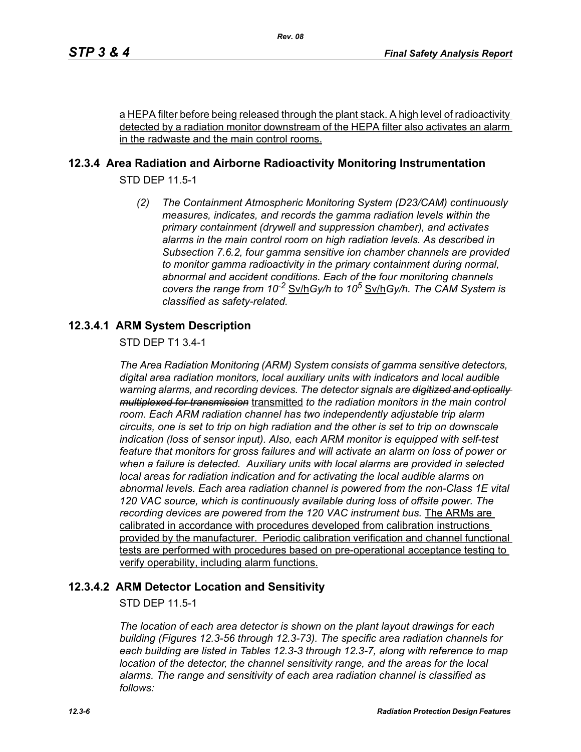a HEPA filter before being released through the plant stack. A high level of radioactivity detected by a radiation monitor downstream of the HEPA filter also activates an alarm in the radwaste and the main control rooms.

## 12.3.4 Area Radiation and Airborne Radioactivity Monitoring Instrumentation

STD DEP 11.5-1

*(2) The Containment Atmospheric Monitoring System (D23/CAM) continuously measures, indicates, and records the gamma radiation levels within the primary containment (drywell and suppression chamber), and activates alarms in the main control room on high radiation levels. As described in Subsection 7.6.2, four gamma sensitive ion chamber channels are provided to monitor gamma radioactivity in the primary containment during normal, abnormal and accident conditions. Each of the four monitoring channels covers the range from* $10^{-2}$ Sv/h~~Gy/h~~ *to* $10^{5}$ Sv/h~~Gy/h~~*. The CAM System is classified as safety-related.*

### 12.3.4.1 ARM System Description

STD DEP T1 3.4-1

*The Area Radiation Monitoring (ARM) System consists of gamma sensitive detectors, digital area radiation monitors, local auxiliary units with indicators and local audible warning alarms, and recording devices. The detector signals are* ~~digitized and optically multiplexed for transmission~~ transmitted *to the radiation monitors in the main control room. Each ARM radiation channel has two independently adjustable trip alarm circuits, one is set to trip on high radiation and the other is set to trip on downscale indication (loss of sensor input). Also, each ARM monitor is equipped with self-test feature that monitors for gross failures and will activate an alarm on loss of power or when a failure is detected. Auxiliary units with local alarms are provided in selected local areas for radiation indication and for activating the local audible alarms on abnormal levels. Each area radiation channel is powered from the non-Class 1E vital 120 VAC source, which is continuously available during loss of offsite power. The recording devices are powered from the 120 VAC instrument bus.* The ARMs are calibrated in accordance with procedures developed from calibration instructions provided by the manufacturer. Periodic calibration verification and channel functional tests are performed with procedures based on pre-operational acceptance testing to verify operability, including alarm functions.

### 12.3.4.2 ARM Detector Location and Sensitivity

STD DEP 11.5-1

*The location of each area detector is shown on the plant layout drawings for each building (Figures 12.3-56 through 12.3-73). The specific area radiation channels for each building are listed in Tables 12.3-3 through 12.3-7, along with reference to map location of the detector, the channel sensitivity range, and the areas for the local alarms. The range and sensitivity of each area radiation channel is classified as follows:*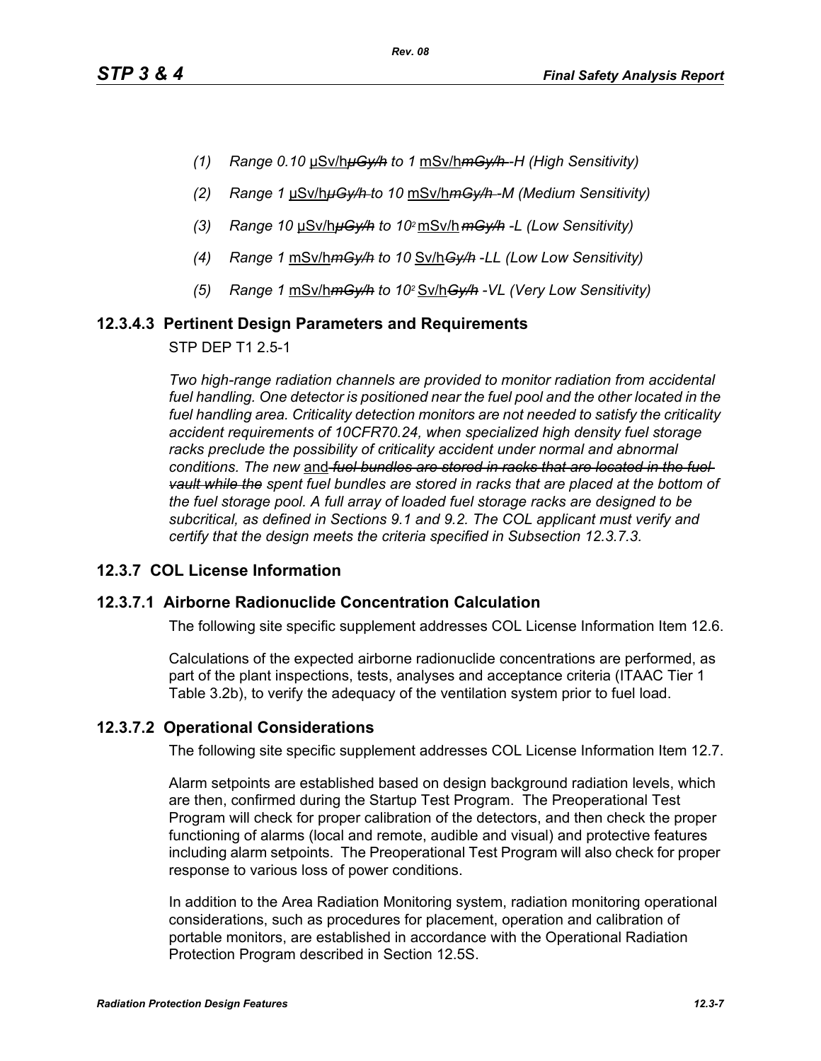*(1) Range 0.10* <u>µSv/h</u>~~*µGy/h*~~ *to 1* <u>mSv/h</u>~~*mGy/h*~~ *-H (High Sensitivity)*

*(2) Range 1* <u>µSv/h</u>~~*µGy/h*~~ *to 10* <u>mSv/h</u>~~*mGy/h*~~ *-M (Medium Sensitivity)*

*(3) Range 10* <u>µSv/h</u>~~*µGy/h*~~ *to* $10^2$ <u>mSv/h</u> ~~*mGy/h*~~ *-L (Low Sensitivity)*

*(4) Range 1* <u>mSv/h</u>~~*mGy/h*~~ *to 10* <u>Sv/h</u>~~*Gy/h*~~ *-LL (Low Low Sensitivity)*

*(5) Range 1* <u>mSv/h</u>~~*mGy/h*~~ *to* $10^2$ <u>Sv/h</u>~~*Gy/h*~~ *-VL (Very Low Sensitivity)*

### 12.3.4.3 Pertinent Design Parameters and Requirements

STP DEP T1 2.5-1

*Two high-range radiation channels are provided to monitor radiation from accidental fuel handling. One detector is positioned near the fuel pool and the other located in the fuel handling area. Criticality detection monitors are not needed to satisfy the criticality accident requirements of 10CFR70.24, when specialized high density fuel storage racks preclude the possibility of criticality accident under normal and abnormal conditions. The new* <u>and</u> ~~*fuel bundles are stored in racks that are located in the fuel vault while the*~~ *spent fuel bundles are stored in racks that are placed at the bottom of the fuel storage pool. A full array of loaded fuel storage racks are designed to be subcritical, as defined in Sections 9.1 and 9.2. The COL applicant must verify and certify that the design meets the criteria specified in Subsection 12.3.7.3.*

## 12.3.7 COL License Information

### 12.3.7.1 Airborne Radionuclide Concentration Calculation

The following site specific supplement addresses COL License Information Item 12.6.

Calculations of the expected airborne radionuclide concentrations are performed, as part of the plant inspections, tests, analyses and acceptance criteria (ITAAC Tier 1 Table 3.2b), to verify the adequacy of the ventilation system prior to fuel load.

### 12.3.7.2 Operational Considerations

The following site specific supplement addresses COL License Information Item 12.7.

Alarm setpoints are established based on design background radiation levels, which are then, confirmed during the Startup Test Program. The Preoperational Test Program will check for proper calibration of the detectors, and then check the proper functioning of alarms (local and remote, audible and visual) and protective features including alarm setpoints. The Preoperational Test Program will also check for proper response to various loss of power conditions.

In addition to the Area Radiation Monitoring system, radiation monitoring operational considerations, such as procedures for placement, operation and calibration of portable monitors, are established in accordance with the Operational Radiation Protection Program described in Section 12.5S.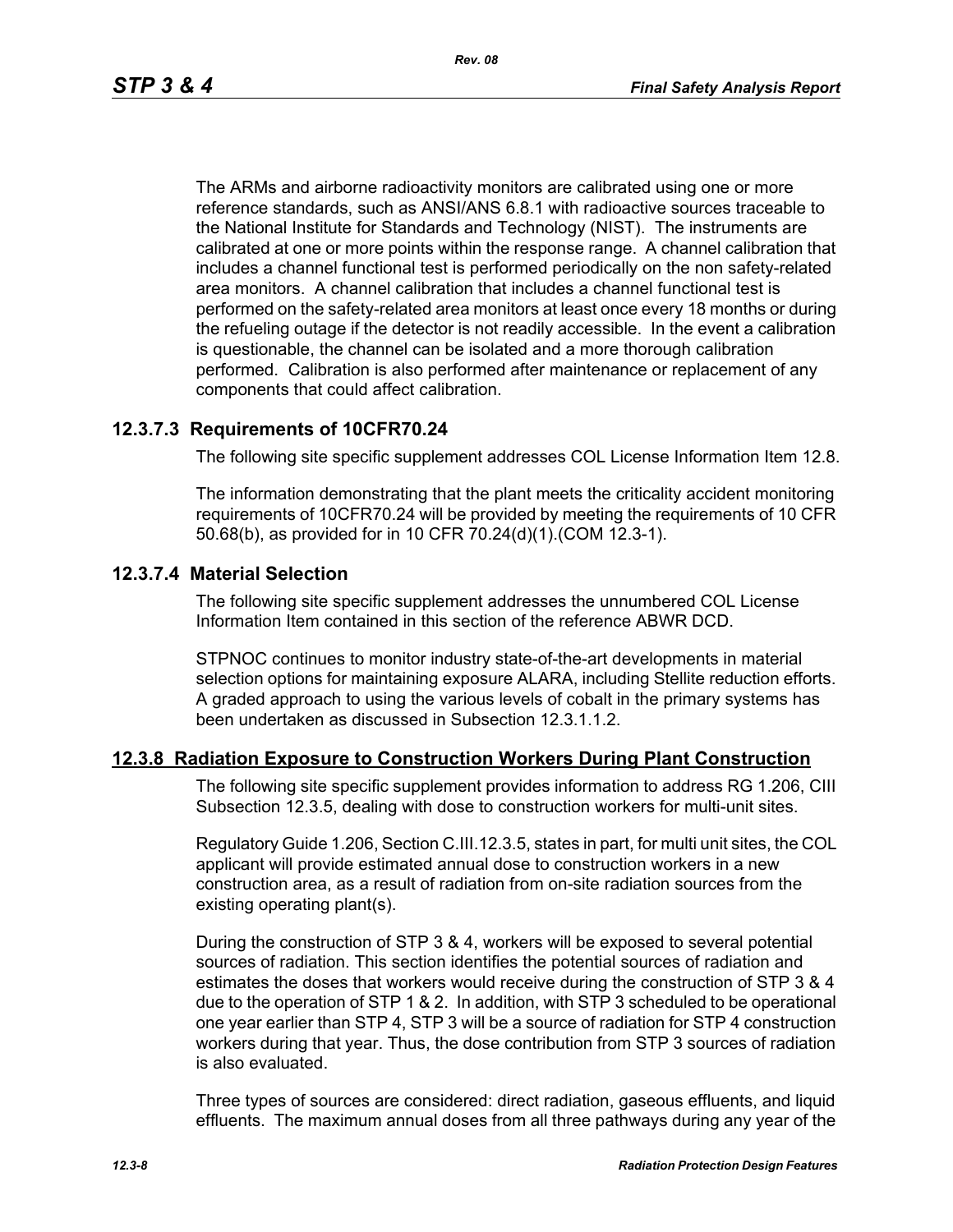The ARMs and airborne radioactivity monitors are calibrated using one or more reference standards, such as ANSI/ANS 6.8.1 with radioactive sources traceable to the National Institute for Standards and Technology (NIST). The instruments are calibrated at one or more points within the response range. A channel calibration that includes a channel functional test is performed periodically on the non safety-related area monitors. A channel calibration that includes a channel functional test is performed on the safety-related area monitors at least once every 18 months or during the refueling outage if the detector is not readily accessible. In the event a calibration is questionable, the channel can be isolated and a more thorough calibration performed. Calibration is also performed after maintenance or replacement of any components that could affect calibration.

### 12.3.7.3 Requirements of 10CFR70.24

The following site specific supplement addresses COL License Information Item 12.8.

The information demonstrating that the plant meets the criticality accident monitoring requirements of 10CFR70.24 will be provided by meeting the requirements of 10 CFR 50.68(b), as provided for in 10 CFR 70.24(d)(1).(COM 12.3-1).

### 12.3.7.4 Material Selection

The following site specific supplement addresses the unnumbered COL License Information Item contained in this section of the reference ABWR DCD.

STPNOC continues to monitor industry state-of-the-art developments in material selection options for maintaining exposure ALARA, including Stellite reduction efforts. A graded approach to using the various levels of cobalt in the primary systems has been undertaken as discussed in Subsection 12.3.1.1.2.

## 12.3.8 Radiation Exposure to Construction Workers During Plant Construction

The following site specific supplement provides information to address RG 1.206, CIII Subsection 12.3.5, dealing with dose to construction workers for multi-unit sites.

Regulatory Guide 1.206, Section C.III.12.3.5, states in part, for multi unit sites, the COL applicant will provide estimated annual dose to construction workers in a new construction area, as a result of radiation from on-site radiation sources from the existing operating plant(s).

During the construction of STP 3 & 4, workers will be exposed to several potential sources of radiation. This section identifies the potential sources of radiation and estimates the doses that workers would receive during the construction of STP 3 & 4 due to the operation of STP 1 & 2. In addition, with STP 3 scheduled to be operational one year earlier than STP 4, STP 3 will be a source of radiation for STP 4 construction workers during that year. Thus, the dose contribution from STP 3 sources of radiation is also evaluated.

Three types of sources are considered: direct radiation, gaseous effluents, and liquid effluents. The maximum annual doses from all three pathways during any year of the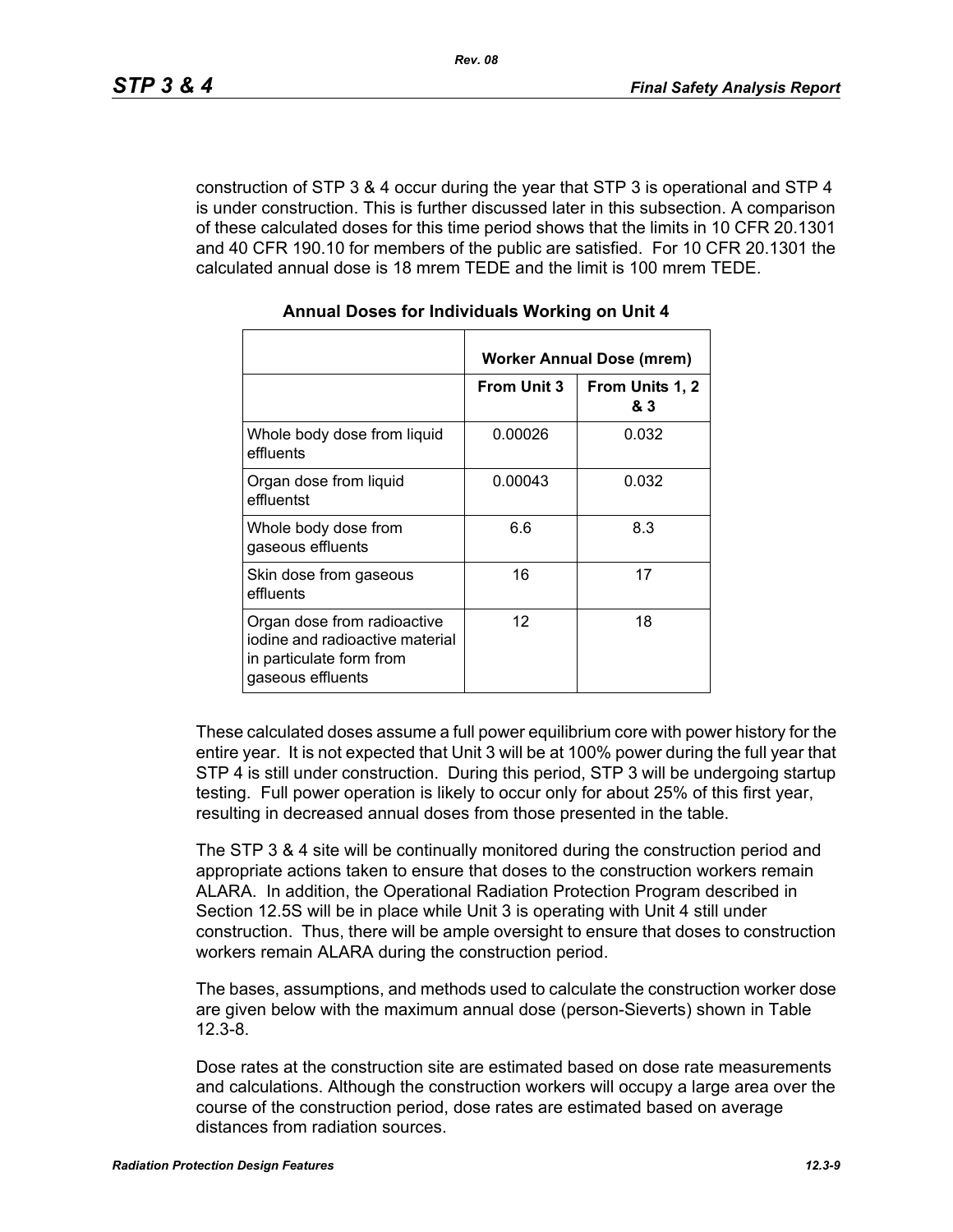construction of STP 3 & 4 occur during the year that STP 3 is operational and STP 4 is under construction. This is further discussed later in this subsection. A comparison of these calculated doses for this time period shows that the limits in 10 CFR 20.1301 and 40 CFR 190.10 for members of the public are satisfied. For 10 CFR 20.1301 the calculated annual dose is 18 mrem TEDE and the limit is 100 mrem TEDE.

**Annual Doses for Individuals Working on Unit 4**

| | Worker Annual Dose (mrem) | |
|---|---|---|
| | **From Unit 3** | **From Units 1, 2 & 3** |
| Whole body dose from liquid effluents | 0.00026 | 0.032 |
| Organ dose from liquid effluentst | 0.00043 | 0.032 |
| Whole body dose from gaseous effluents | 6.6 | 8.3 |
| Skin dose from gaseous effluents | 16 | 17 |
| Organ dose from radioactive iodine and radioactive material in particulate form from gaseous effluents | 12 | 18 |

These calculated doses assume a full power equilibrium core with power history for the entire year. It is not expected that Unit 3 will be at 100% power during the full year that STP 4 is still under construction. During this period, STP 3 will be undergoing startup testing. Full power operation is likely to occur only for about 25% of this first year, resulting in decreased annual doses from those presented in the table.

The STP 3 & 4 site will be continually monitored during the construction period and appropriate actions taken to ensure that doses to the construction workers remain ALARA. In addition, the Operational Radiation Protection Program described in Section 12.5S will be in place while Unit 3 is operating with Unit 4 still under construction. Thus, there will be ample oversight to ensure that doses to construction workers remain ALARA during the construction period.

The bases, assumptions, and methods used to calculate the construction worker dose are given below with the maximum annual dose (person-Sieverts) shown in Table 12.3-8.

Dose rates at the construction site are estimated based on dose rate measurements and calculations. Although the construction workers will occupy a large area over the course of the construction period, dose rates are estimated based on average distances from radiation sources.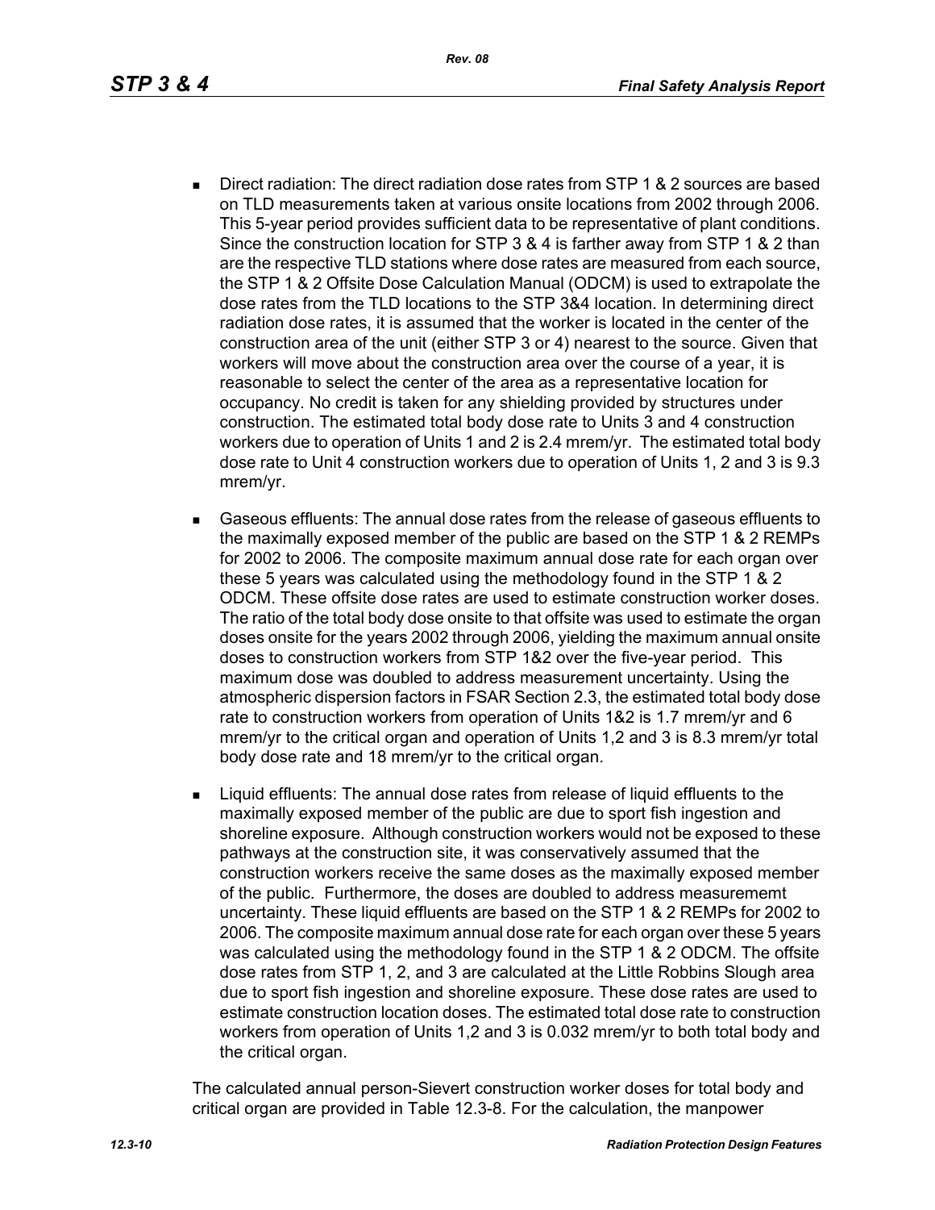- Direct radiation: The direct radiation dose rates from STP 1 & 2 sources are based on TLD measurements taken at various onsite locations from 2002 through 2006. This 5-year period provides sufficient data to be representative of plant conditions. Since the construction location for STP 3 & 4 is farther away from STP 1 & 2 than are the respective TLD stations where dose rates are measured from each source, the STP 1 & 2 Offsite Dose Calculation Manual (ODCM) is used to extrapolate the dose rates from the TLD locations to the STP 3&4 location. In determining direct radiation dose rates, it is assumed that the worker is located in the center of the construction area of the unit (either STP 3 or 4) nearest to the source. Given that workers will move about the construction area over the course of a year, it is reasonable to select the center of the area as a representative location for occupancy. No credit is taken for any shielding provided by structures under construction. The estimated total body dose rate to Units 3 and 4 construction workers due to operation of Units 1 and 2 is 2.4 mrem/yr. The estimated total body dose rate to Unit 4 construction workers due to operation of Units 1, 2 and 3 is 9.3 mrem/yr.

- Gaseous effluents: The annual dose rates from the release of gaseous effluents to the maximally exposed member of the public are based on the STP 1 & 2 REMPs for 2002 to 2006. The composite maximum annual dose rate for each organ over these 5 years was calculated using the methodology found in the STP 1 & 2 ODCM. These offsite dose rates are used to estimate construction worker doses. The ratio of the total body dose onsite to that offsite was used to estimate the organ doses onsite for the years 2002 through 2006, yielding the maximum annual onsite doses to construction workers from STP 1&2 over the five-year period. This maximum dose was doubled to address measurement uncertainty. Using the atmospheric dispersion factors in FSAR Section 2.3, the estimated total body dose rate to construction workers from operation of Units 1&2 is 1.7 mrem/yr and 6 mrem/yr to the critical organ and operation of Units 1,2 and 3 is 8.3 mrem/yr total body dose rate and 18 mrem/yr to the critical organ.

- Liquid effluents: The annual dose rates from release of liquid effluents to the maximally exposed member of the public are due to sport fish ingestion and shoreline exposure. Although construction workers would not be exposed to these pathways at the construction site, it was conservatively assumed that the construction workers receive the same doses as the maximally exposed member of the public. Furthermore, the doses are doubled to address measurememt uncertainty. These liquid effluents are based on the STP 1 & 2 REMPs for 2002 to 2006. The composite maximum annual dose rate for each organ over these 5 years was calculated using the methodology found in the STP 1 & 2 ODCM. The offsite dose rates from STP 1, 2, and 3 are calculated at the Little Robbins Slough area due to sport fish ingestion and shoreline exposure. These dose rates are used to estimate construction location doses. The estimated total dose rate to construction workers from operation of Units 1,2 and 3 is 0.032 mrem/yr to both total body and the critical organ.

The calculated annual person-Sievert construction worker doses for total body and critical organ are provided in Table 12.3-8. For the calculation, the manpower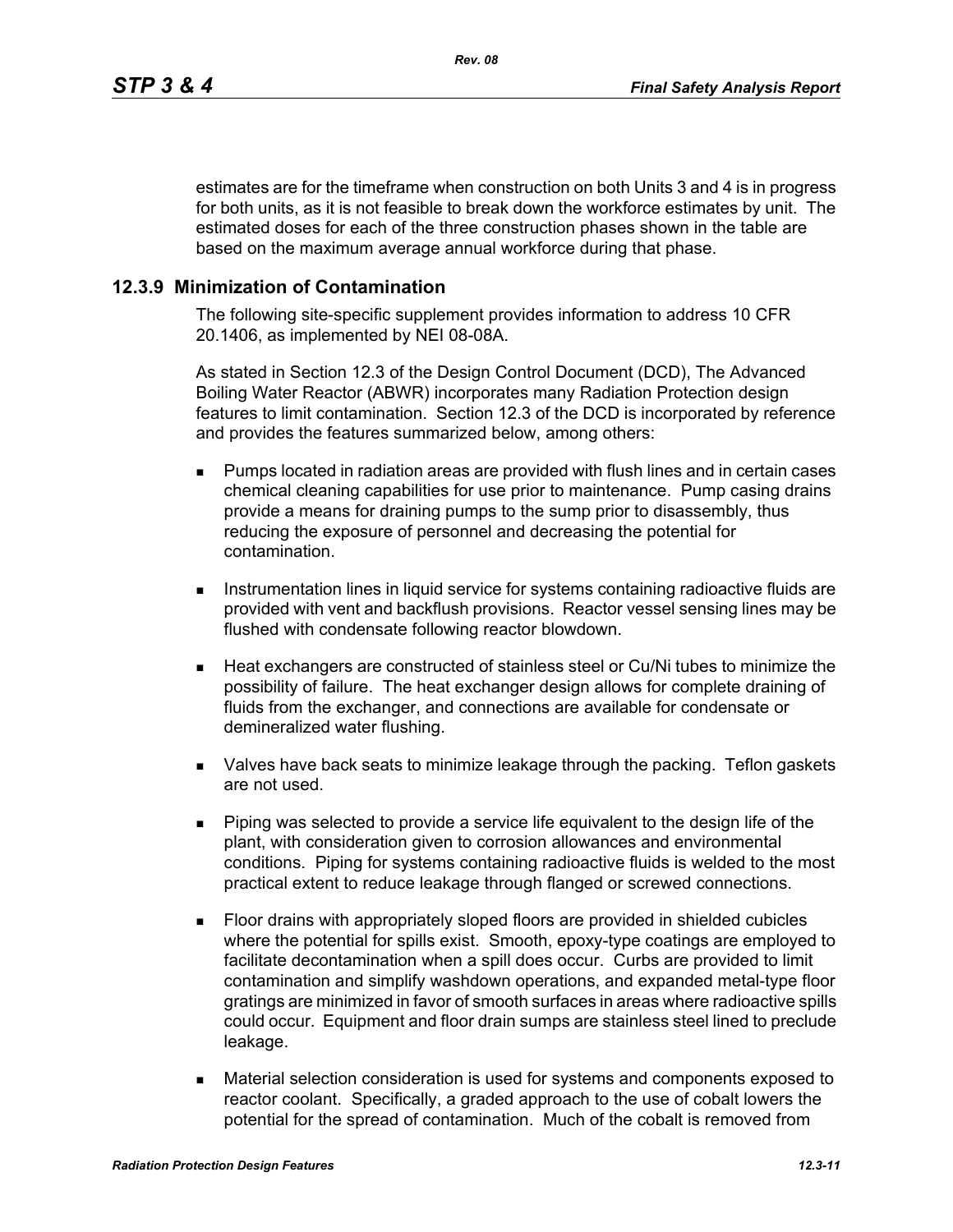estimates are for the timeframe when construction on both Units 3 and 4 is in progress for both units, as it is not feasible to break down the workforce estimates by unit. The estimated doses for each of the three construction phases shown in the table are based on the maximum average annual workforce during that phase.

### 12.3.9 Minimization of Contamination

The following site-specific supplement provides information to address 10 CFR 20.1406, as implemented by NEI 08-08A.

As stated in Section 12.3 of the Design Control Document (DCD), The Advanced Boiling Water Reactor (ABWR) incorporates many Radiation Protection design features to limit contamination. Section 12.3 of the DCD is incorporated by reference and provides the features summarized below, among others:

- Pumps located in radiation areas are provided with flush lines and in certain cases chemical cleaning capabilities for use prior to maintenance. Pump casing drains provide a means for draining pumps to the sump prior to disassembly, thus reducing the exposure of personnel and decreasing the potential for contamination.
- Instrumentation lines in liquid service for systems containing radioactive fluids are provided with vent and backflush provisions. Reactor vessel sensing lines may be flushed with condensate following reactor blowdown.
- Heat exchangers are constructed of stainless steel or Cu/Ni tubes to minimize the possibility of failure. The heat exchanger design allows for complete draining of fluids from the exchanger, and connections are available for condensate or demineralized water flushing.
- Valves have back seats to minimize leakage through the packing. Teflon gaskets are not used.
- Piping was selected to provide a service life equivalent to the design life of the plant, with consideration given to corrosion allowances and environmental conditions. Piping for systems containing radioactive fluids is welded to the most practical extent to reduce leakage through flanged or screwed connections.
- Floor drains with appropriately sloped floors are provided in shielded cubicles where the potential for spills exist. Smooth, epoxy-type coatings are employed to facilitate decontamination when a spill does occur. Curbs are provided to limit contamination and simplify washdown operations, and expanded metal-type floor gratings are minimized in favor of smooth surfaces in areas where radioactive spills could occur. Equipment and floor drain sumps are stainless steel lined to preclude leakage.
- Material selection consideration is used for systems and components exposed to reactor coolant. Specifically, a graded approach to the use of cobalt lowers the potential for the spread of contamination. Much of the cobalt is removed from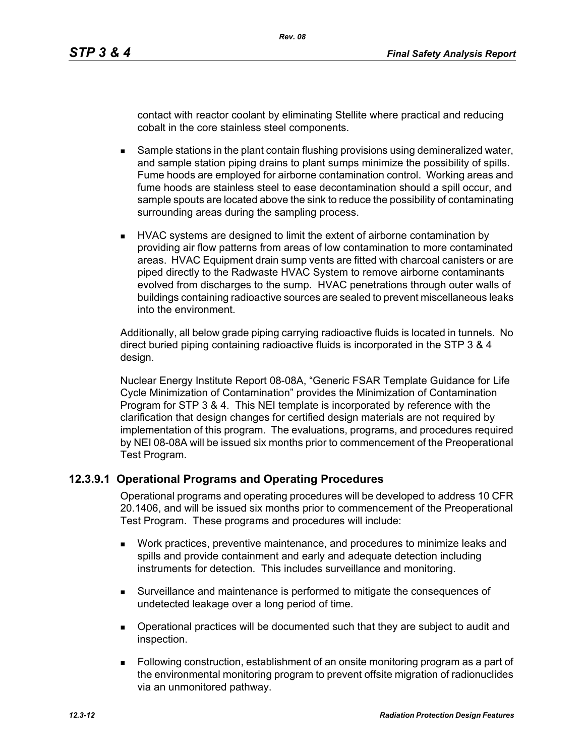contact with reactor coolant by eliminating Stellite where practical and reducing cobalt in the core stainless steel components.

- Sample stations in the plant contain flushing provisions using demineralized water, and sample station piping drains to plant sumps minimize the possibility of spills. Fume hoods are employed for airborne contamination control. Working areas and fume hoods are stainless steel to ease decontamination should a spill occur, and sample spouts are located above the sink to reduce the possibility of contaminating surrounding areas during the sampling process.
- HVAC systems are designed to limit the extent of airborne contamination by providing air flow patterns from areas of low contamination to more contaminated areas. HVAC Equipment drain sump vents are fitted with charcoal canisters or are piped directly to the Radwaste HVAC System to remove airborne contaminants evolved from discharges to the sump. HVAC penetrations through outer walls of buildings containing radioactive sources are sealed to prevent miscellaneous leaks into the environment.

Additionally, all below grade piping carrying radioactive fluids is located in tunnels. No direct buried piping containing radioactive fluids is incorporated in the STP 3 & 4 design.

Nuclear Energy Institute Report 08-08A, "Generic FSAR Template Guidance for Life Cycle Minimization of Contamination" provides the Minimization of Contamination Program for STP 3 & 4. This NEI template is incorporated by reference with the clarification that design changes for certified design materials are not required by implementation of this program. The evaluations, programs, and procedures required by NEI 08-08A will be issued six months prior to commencement of the Preoperational Test Program.

### 12.3.9.1 Operational Programs and Operating Procedures

Operational programs and operating procedures will be developed to address 10 CFR 20.1406, and will be issued six months prior to commencement of the Preoperational Test Program. These programs and procedures will include:

- Work practices, preventive maintenance, and procedures to minimize leaks and spills and provide containment and early and adequate detection including instruments for detection. This includes surveillance and monitoring.
- Surveillance and maintenance is performed to mitigate the consequences of undetected leakage over a long period of time.
- Operational practices will be documented such that they are subject to audit and inspection.
- Following construction, establishment of an onsite monitoring program as a part of the environmental monitoring program to prevent offsite migration of radionuclides via an unmonitored pathway.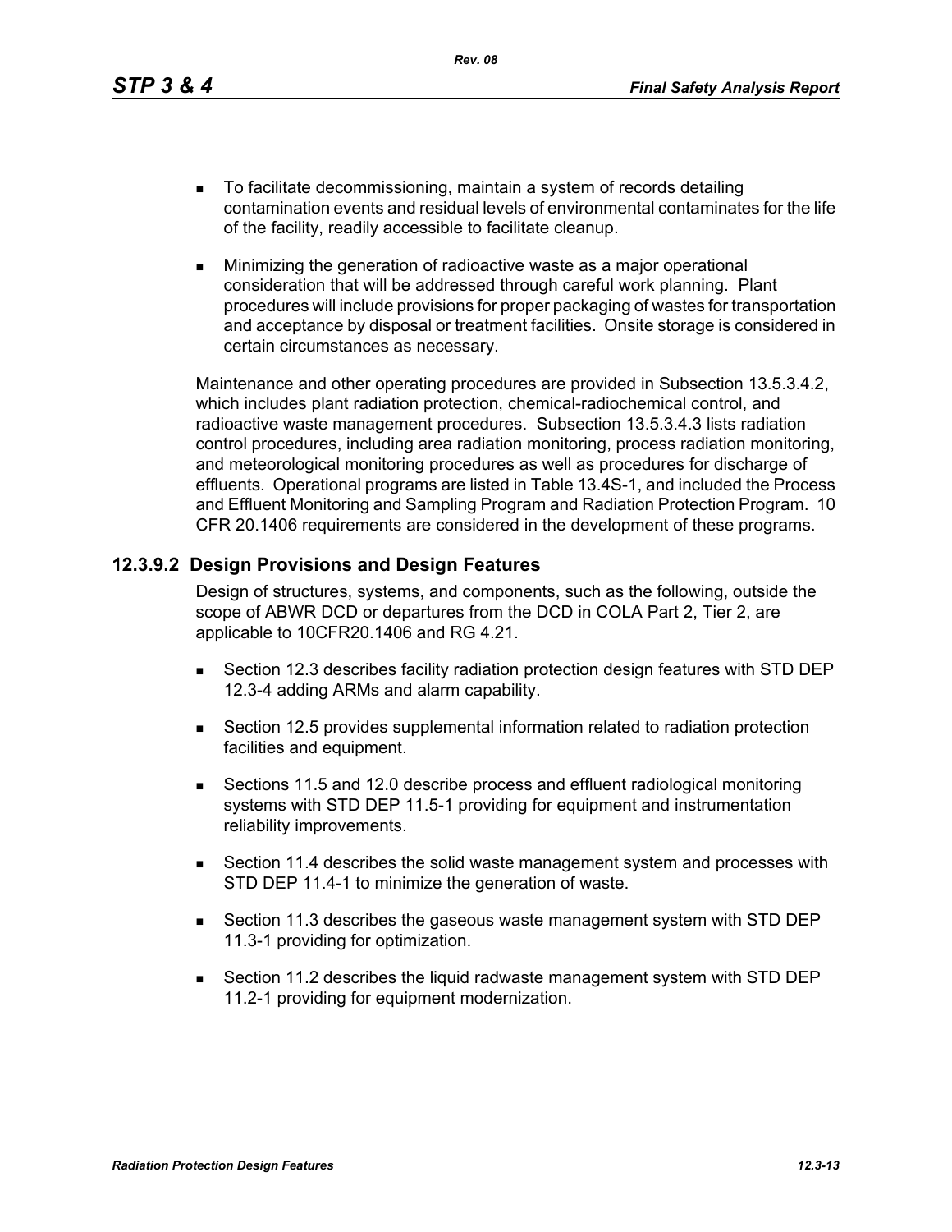- To facilitate decommissioning, maintain a system of records detailing contamination events and residual levels of environmental contaminates for the life of the facility, readily accessible to facilitate cleanup.
- Minimizing the generation of radioactive waste as a major operational consideration that will be addressed through careful work planning. Plant procedures will include provisions for proper packaging of wastes for transportation and acceptance by disposal or treatment facilities. Onsite storage is considered in certain circumstances as necessary.

Maintenance and other operating procedures are provided in Subsection 13.5.3.4.2, which includes plant radiation protection, chemical-radiochemical control, and radioactive waste management procedures. Subsection 13.5.3.4.3 lists radiation control procedures, including area radiation monitoring, process radiation monitoring, and meteorological monitoring procedures as well as procedures for discharge of effluents. Operational programs are listed in Table 13.4S-1, and included the Process and Effluent Monitoring and Sampling Program and Radiation Protection Program. 10 CFR 20.1406 requirements are considered in the development of these programs.

### 12.3.9.2 Design Provisions and Design Features

Design of structures, systems, and components, such as the following, outside the scope of ABWR DCD or departures from the DCD in COLA Part 2, Tier 2, are applicable to 10CFR20.1406 and RG 4.21.

- Section 12.3 describes facility radiation protection design features with STD DEP 12.3-4 adding ARMs and alarm capability.
- Section 12.5 provides supplemental information related to radiation protection facilities and equipment.
- Sections 11.5 and 12.0 describe process and effluent radiological monitoring systems with STD DEP 11.5-1 providing for equipment and instrumentation reliability improvements.
- Section 11.4 describes the solid waste management system and processes with STD DEP 11.4-1 to minimize the generation of waste.
- Section 11.3 describes the gaseous waste management system with STD DEP 11.3-1 providing for optimization.
- Section 11.2 describes the liquid radwaste management system with STD DEP 11.2-1 providing for equipment modernization.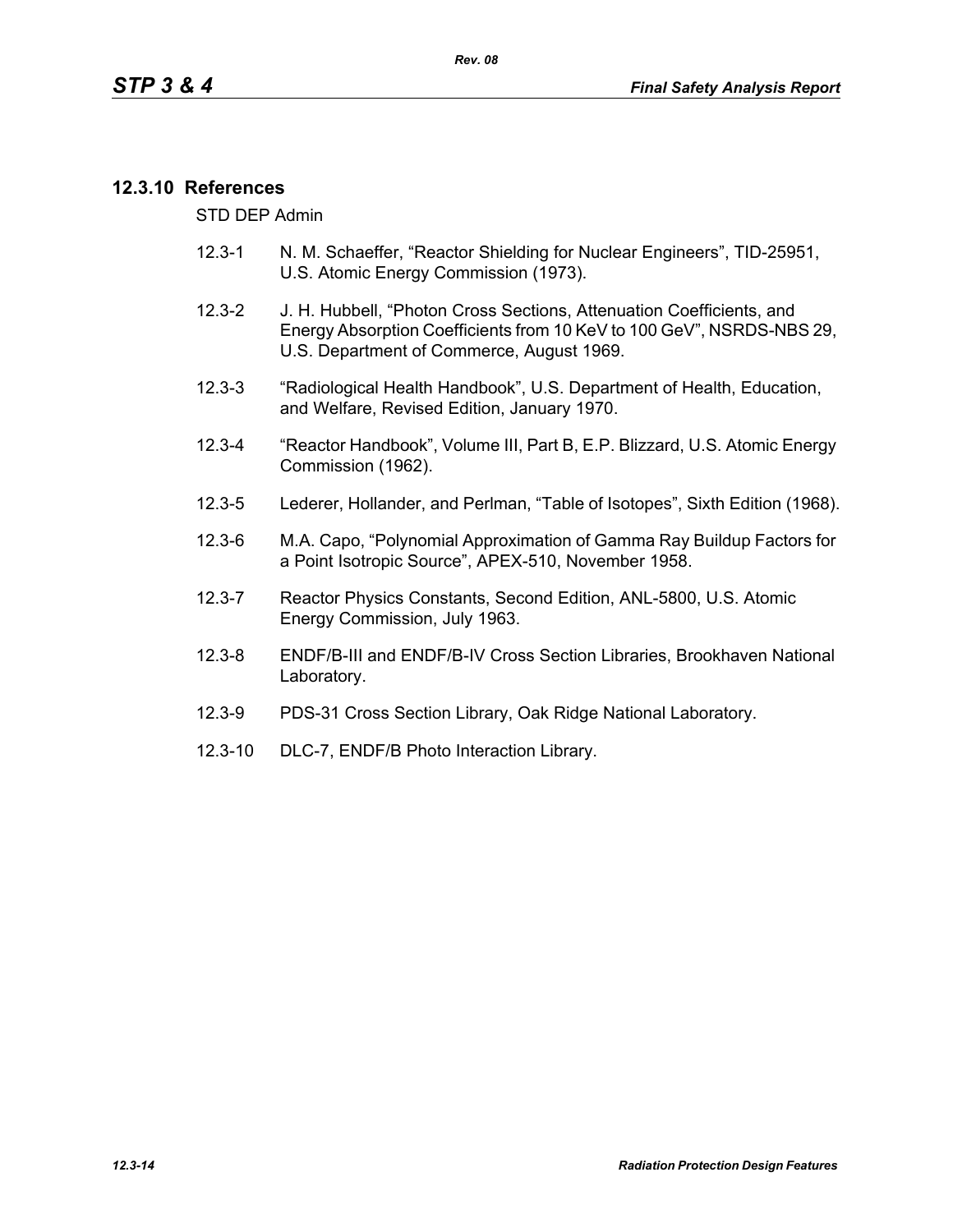### 12.3.10 References

STD DEP Admin

12.3-1 N. M. Schaeffer, “Reactor Shielding for Nuclear Engineers”, TID-25951, U.S. Atomic Energy Commission (1973).

12.3-2 J. H. Hubbell, “Photon Cross Sections, Attenuation Coefficients, and Energy Absorption Coefficients from 10 KeV to 100 GeV”, NSRDS-NBS 29, U.S. Department of Commerce, August 1969.

12.3-3 “Radiological Health Handbook”, U.S. Department of Health, Education, and Welfare, Revised Edition, January 1970.

12.3-4 “Reactor Handbook”, Volume III, Part B, E.P. Blizzard, U.S. Atomic Energy Commission (1962).

12.3-5 Lederer, Hollander, and Perlman, “Table of Isotopes”, Sixth Edition (1968).

12.3-6 M.A. Capo, “Polynomial Approximation of Gamma Ray Buildup Factors for a Point Isotropic Source”, APEX-510, November 1958.

12.3-7 Reactor Physics Constants, Second Edition, ANL-5800, U.S. Atomic Energy Commission, July 1963.

12.3-8 ENDF/B-III and ENDF/B-IV Cross Section Libraries, Brookhaven National Laboratory.

12.3-9 PDS-31 Cross Section Library, Oak Ridge National Laboratory.

12.3-10 DLC-7, ENDF/B Photo Interaction Library.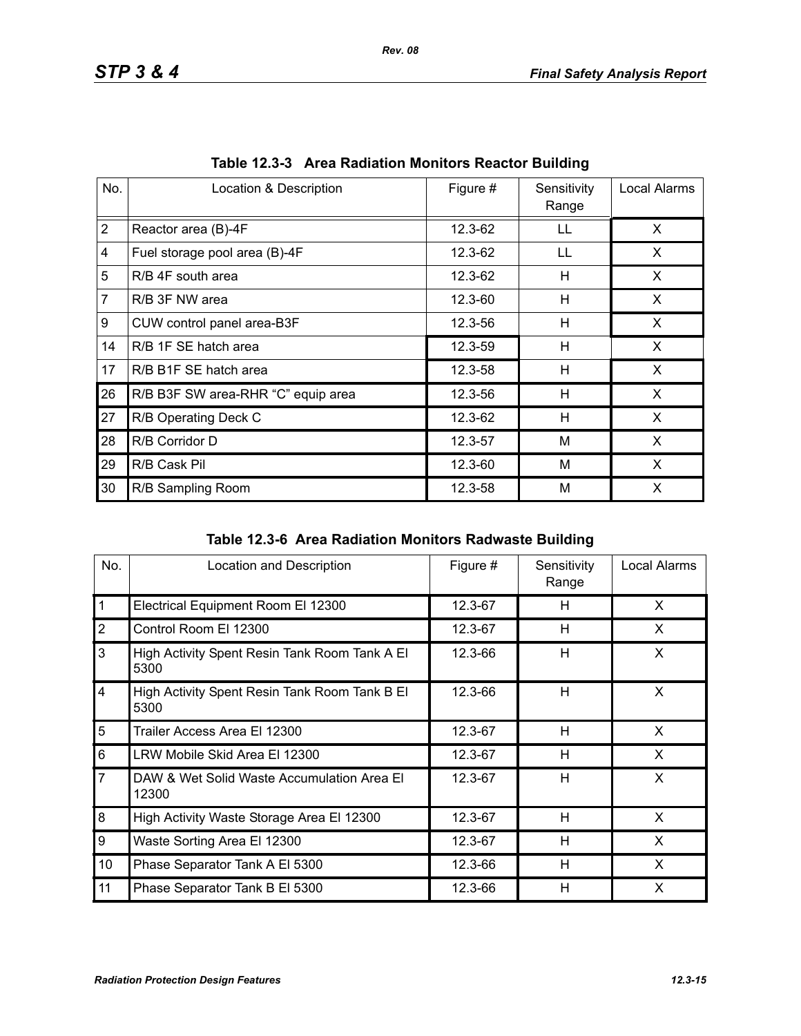**Table 12.3-3 Area Radiation Monitors Reactor Building**

| No. | Location & Description | Figure # | Sensitivity Range | Local Alarms |
|---|---|---|---|---|
| 2 | Reactor area (B)-4F | 12.3-62 | LL | X |
| 4 | Fuel storage pool area (B)-4F | 12.3-62 | LL | X |
| 5 | R/B 4F south area | 12.3-62 | H | X |
| 7 | R/B 3F NW area | 12.3-60 | H | X |
| 9 | CUW control panel area-B3F | 12.3-56 | H | X |
| 14 | R/B 1F SE hatch area | 12.3-59 | H | X |
| 17 | R/B B1F SE hatch area | 12.3-58 | H | X |
| 26 | R/B B3F SW area-RHR “C” equip area | 12.3-56 | H | X |
| 27 | R/B Operating Deck C | 12.3-62 | H | X |
| 28 | R/B Corridor D | 12.3-57 | M | X |
| 29 | R/B Cask Pil | 12.3-60 | M | X |
| 30 | R/B Sampling Room | 12.3-58 | M | X |

**Table 12.3-6 Area Radiation Monitors Radwaste Building**

| No. | Location and Description | Figure # | Sensitivity Range | Local Alarms |
|---|---|---|---|---|
| 1 | Electrical Equipment Room El 12300 | 12.3-67 | H | X |
| 2 | Control Room El 12300 | 12.3-67 | H | X |
| 3 | High Activity Spent Resin Tank Room Tank A El 5300 | 12.3-66 | H | X |
| 4 | High Activity Spent Resin Tank Room Tank B El 5300 | 12.3-66 | H | X |
| 5 | Trailer Access Area El 12300 | 12.3-67 | H | X |
| 6 | LRW Mobile Skid Area El 12300 | 12.3-67 | H | X |
| 7 | DAW & Wet Solid Waste Accumulation Area El 12300 | 12.3-67 | H | X |
| 8 | High Activity Waste Storage Area El 12300 | 12.3-67 | H | X |
| 9 | Waste Sorting Area El 12300 | 12.3-67 | H | X |
| 10 | Phase Separator Tank A El 5300 | 12.3-66 | H | X |
| 11 | Phase Separator Tank B El 5300 | 12.3-66 | H | X |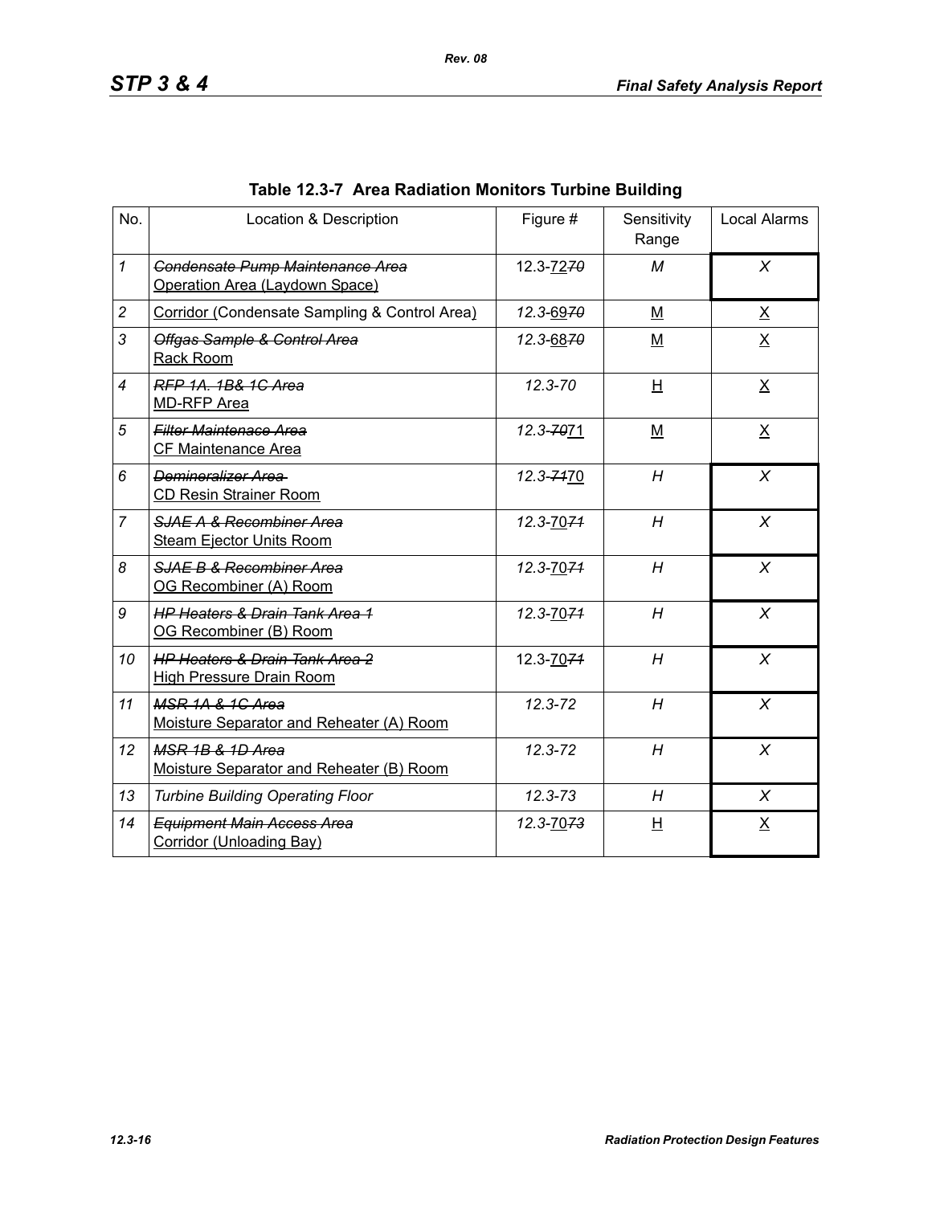**Table 12.3-7 Area Radiation Monitors Turbine Building**

| No. | Location & Description | Figure # | Sensitivity Range | Local Alarms |
|---|---|---|---|---|
| 1 | ~~Condensate Pump Maintenance Area~~ Operation Area (Laydown Space) | 12.3-72~~70~~ | M | X |
| 2 | Corridor (Condensate Sampling & Control Area) | 12.3-69~~70~~ | M | X |
| 3 | ~~Offgas Sample & Control Area~~ Rack Room | 12.3-68~~70~~ | M | X |
| 4 | ~~RFP 1A. 1B& 1C Area~~ MD-RFP Area | 12.3-70 | H | X |
| 5 | ~~Filter Maintenace Area~~ CF Maintenance Area | 12.3-~~70~~71 | M | X |
| 6 | ~~Demineralizer Area~~ CD Resin Strainer Room | 12.3-~~71~~70 | H | X |
| 7 | ~~SJAE A & Recombiner Area~~ Steam Ejector Units Room | 12.3-70~~71~~ | H | X |
| 8 | ~~SJAE B & Recombiner Area~~ OG Recombiner (A) Room | 12.3-70~~71~~ | H | X |
| 9 | ~~HP Heaters & Drain Tank Area 1~~ OG Recombiner (B) Room | 12.3-70~~71~~ | H | X |
| 10 | ~~HP Heaters & Drain Tank Area 2~~ High Pressure Drain Room | 12.3-70~~71~~ | H | X |
| 11 | ~~MSR 1A & 1C Area~~ Moisture Separator and Reheater (A) Room | 12.3-72 | H | X |
| 12 | ~~MSR 1B & 1D Area~~ Moisture Separator and Reheater (B) Room | 12.3-72 | H | X |
| 13 | Turbine Building Operating Floor | 12.3-73 | H | X |
| 14 | ~~Equipment Main Access Area~~ Corridor (Unloading Bay) | 12.3-70~~73~~ | H | X |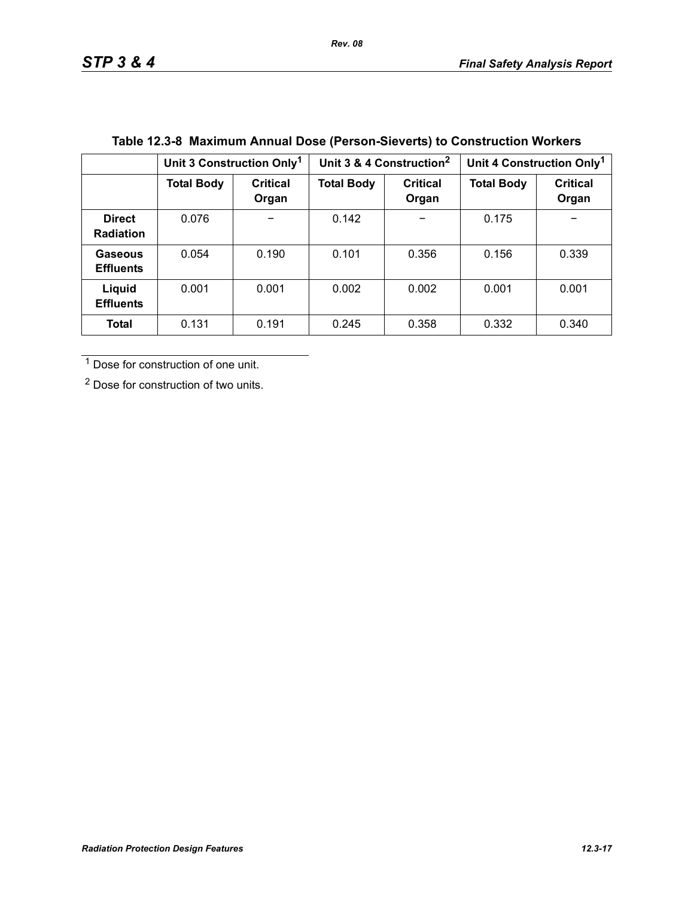**Table 12.3-8 Maximum Annual Dose (Person-Sieverts) to Construction Workers**

| | Unit 3 Construction Only[1] | | Unit 3 & 4 Construction[2] | | Unit 4 Construction Only[1] | |
|---|---|---|---|---|---|---|
| | **Total Body** | **Critical Organ** | **Total Body** | **Critical Organ** | **Total Body** | **Critical Organ** |
| **Direct Radiation** | 0.076 | − | 0.142 | − | 0.175 | − |
| **Gaseous Effluents** | 0.054 | 0.190 | 0.101 | 0.356 | 0.156 | 0.339 |
| **Liquid Effluents** | 0.001 | 0.001 | 0.002 | 0.002 | 0.001 | 0.001 |
| **Total** | 0.131 | 0.191 | 0.245 | 0.358 | 0.332 | 0.340 |

[1] Dose for construction of one unit.

[2] Dose for construction of two units.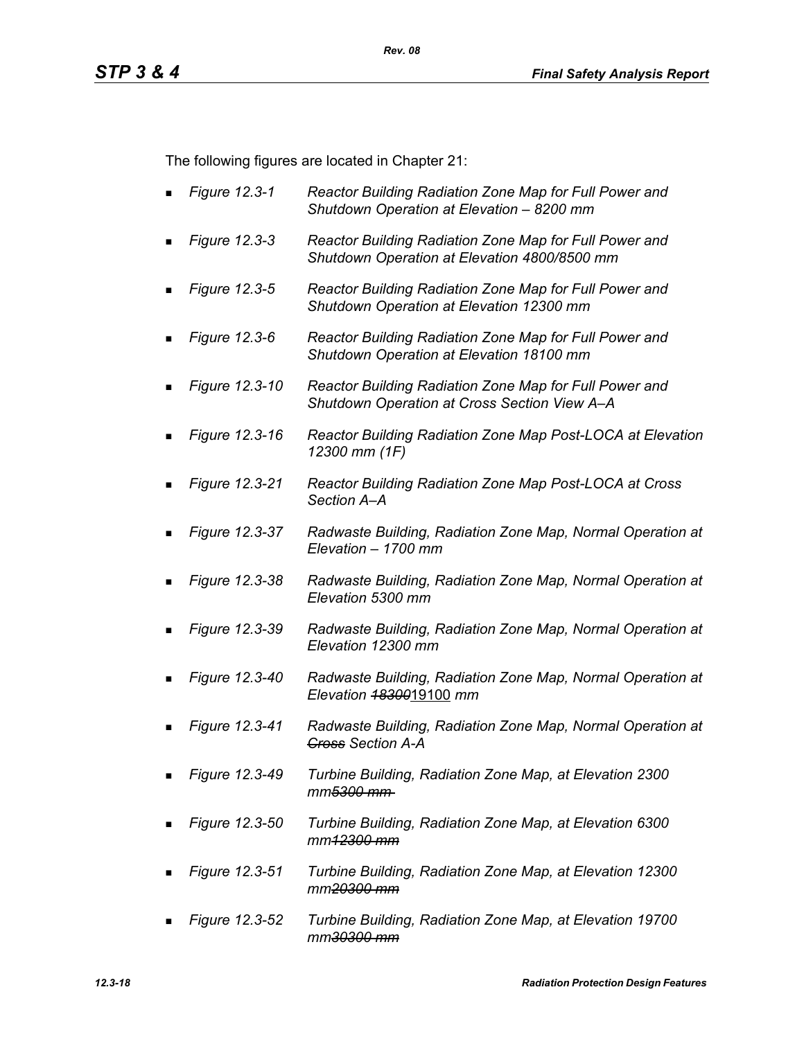The following figures are located in Chapter 21:

- *Figure 12.3-1* *Reactor Building Radiation Zone Map for Full Power and Shutdown Operation at Elevation – 8200 mm*
- *Figure 12.3-3* *Reactor Building Radiation Zone Map for Full Power and Shutdown Operation at Elevation 4800/8500 mm*
- *Figure 12.3-5* *Reactor Building Radiation Zone Map for Full Power and Shutdown Operation at Elevation 12300 mm*
- *Figure 12.3-6* *Reactor Building Radiation Zone Map for Full Power and Shutdown Operation at Elevation 18100 mm*
- *Figure 12.3-10* *Reactor Building Radiation Zone Map for Full Power and Shutdown Operation at Cross Section View A–A*
- *Figure 12.3-16* *Reactor Building Radiation Zone Map Post-LOCA at Elevation 12300 mm (1F)*
- *Figure 12.3-21* *Reactor Building Radiation Zone Map Post-LOCA at Cross Section A–A*
- *Figure 12.3-37* *Radwaste Building, Radiation Zone Map, Normal Operation at Elevation – 1700 mm*
- *Figure 12.3-38* *Radwaste Building, Radiation Zone Map, Normal Operation at Elevation 5300 mm*
- *Figure 12.3-39* *Radwaste Building, Radiation Zone Map, Normal Operation at Elevation 12300 mm*
- *Figure 12.3-40* *Radwaste Building, Radiation Zone Map, Normal Operation at Elevation ~~18300~~*19100 *mm*
- *Figure 12.3-41* *Radwaste Building, Radiation Zone Map, Normal Operation at ~~Cross~~ Section A-A*
- *Figure 12.3-49* *Turbine Building, Radiation Zone Map, at Elevation 2300 mm~~5300 mm~~*
- *Figure 12.3-50* *Turbine Building, Radiation Zone Map, at Elevation 6300 mm~~12300 mm~~*
- *Figure 12.3-51* *Turbine Building, Radiation Zone Map, at Elevation 12300 mm~~20300 mm~~*
- *Figure 12.3-52* *Turbine Building, Radiation Zone Map, at Elevation 19700 mm~~30300 mm~~*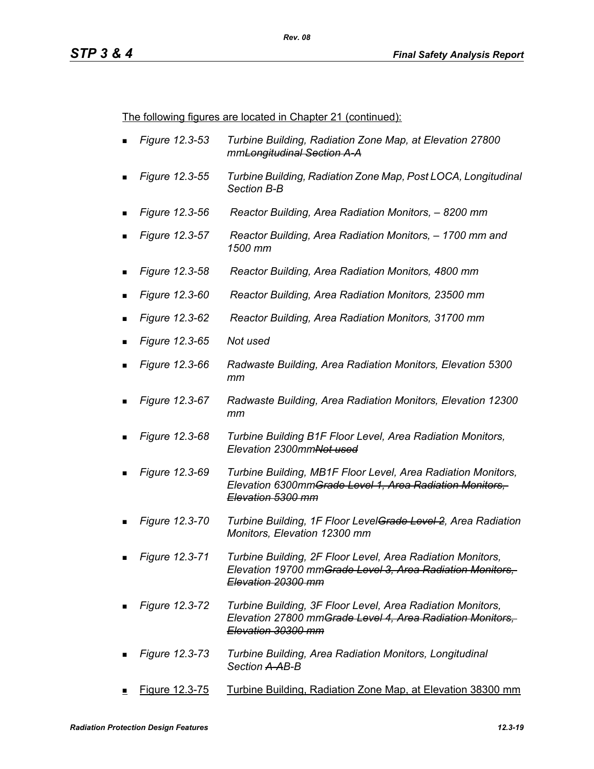<u>The following figures are located in Chapter 21 (continued):</u>

- *Figure 12.3-53 Turbine Building, Radiation Zone Map, at Elevation 27800 mm~~Longitudinal Section A-A~~*
- *Figure 12.3-55 Turbine Building, Radiation Zone Map, Post LOCA, Longitudinal Section B-B*
- *Figure 12.3-56 Reactor Building, Area Radiation Monitors, – 8200 mm*
- *Figure 12.3-57 Reactor Building, Area Radiation Monitors, – 1700 mm and 1500 mm*
- *Figure 12.3-58 Reactor Building, Area Radiation Monitors, 4800 mm*
- *Figure 12.3-60 Reactor Building, Area Radiation Monitors, 23500 mm*
- *Figure 12.3-62 Reactor Building, Area Radiation Monitors, 31700 mm*
- *Figure 12.3-65 Not used*
- *Figure 12.3-66 Radwaste Building, Area Radiation Monitors, Elevation 5300 mm*
- *Figure 12.3-67 Radwaste Building, Area Radiation Monitors, Elevation 12300 mm*
- *Figure 12.3-68 Turbine Building B1F Floor Level, Area Radiation Monitors, Elevation 2300mm~~Not used~~*
- *Figure 12.3-69 Turbine Building, MB1F Floor Level, Area Radiation Monitors, Elevation 6300mm~~Grade Level 1, Area Radiation Monitors, Elevation 5300 mm~~*
- *Figure 12.3-70 Turbine Building, 1F Floor Level~~Grade Level 2~~, Area Radiation Monitors, Elevation 12300 mm*
- *Figure 12.3-71 Turbine Building, 2F Floor Level, Area Radiation Monitors, Elevation 19700 mm~~Grade Level 3, Area Radiation Monitors, Elevation 20300 mm~~*
- *Figure 12.3-72 Turbine Building, 3F Floor Level, Area Radiation Monitors, Elevation 27800 mm~~Grade Level 4, Area Radiation Monitors, Elevation 30300 mm~~*
- *Figure 12.3-73 Turbine Building, Area Radiation Monitors, Longitudinal Section ~~A-A~~B-B*
- <u>Figure 12.3-75 Turbine Building, Radiation Zone Map, at Elevation 38300 mm</u>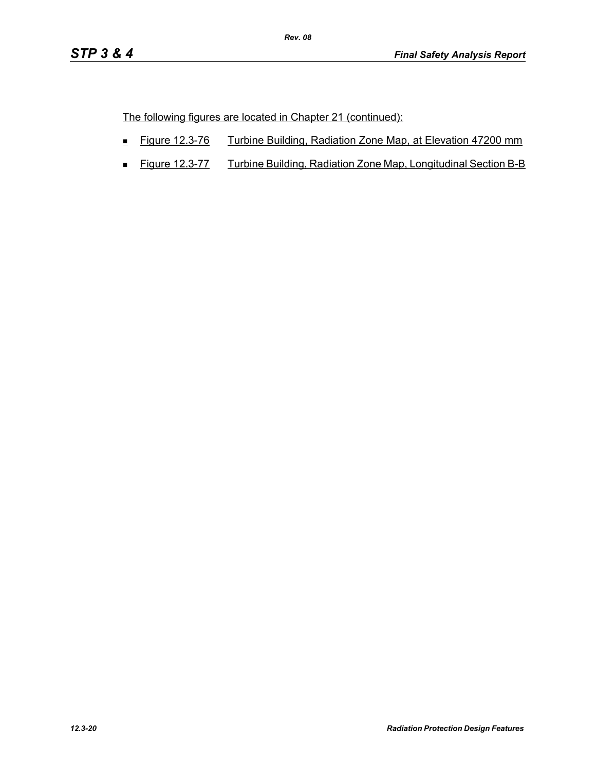The following figures are located in Chapter 21 (continued):

- Figure 12.3-76 Turbine Building, Radiation Zone Map, at Elevation 47200 mm
- Figure 12.3-77 Turbine Building, Radiation Zone Map, Longitudinal Section B-B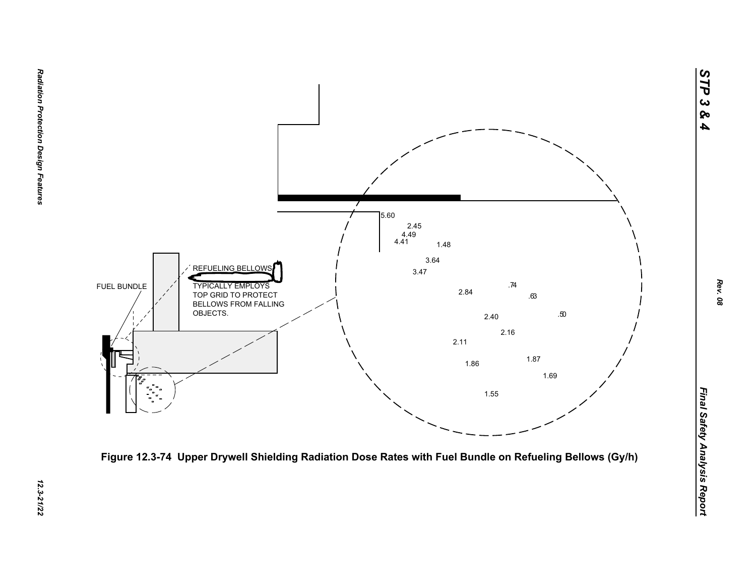5.60
2.45
4.49
4.41
1.48
3.64
3.47
.74
.63
.50
2.84
2.40
2.16
2.11
1.87
1.86
1.69
1.55

FUEL BUNDLE

REFUELING BELLOWS TYPICALLY EMPLOYS TOP GRID TO PROTECT BELLOWS FROM FALLING OBJECTS.

**Figure 12.3-74 Upper Drywell Shielding Radiation Dose Rates with Fuel Bundle on Refueling Bellows (Gy/h)**